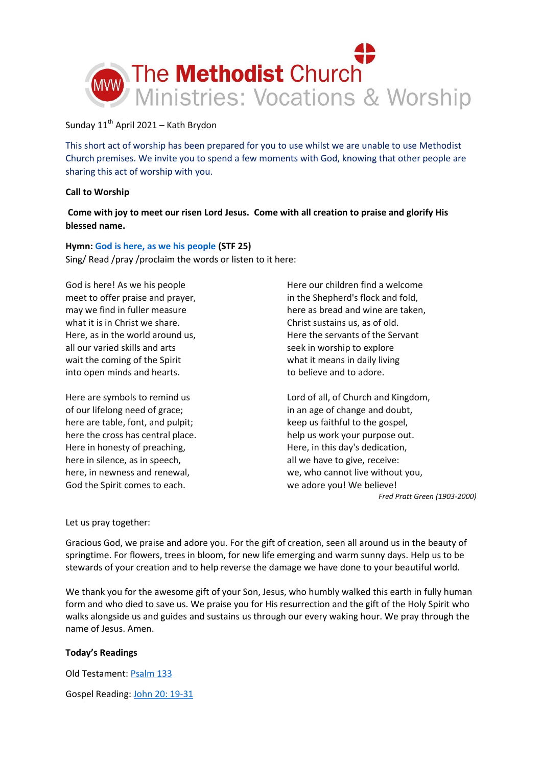# The Methodist Church
## Ministries: Vocations & Worship

Sunday 11th April 2021 – Kath Brydon

This short act of worship has been prepared for you to use whilst we are unable to use Methodist Church premises. We invite you to spend a few moments with God, knowing that other people are sharing this act of worship with you.

**Call to Worship**

**Come with joy to meet our risen Lord Jesus. Come with all creation to praise and glorify His blessed name.**

**Hymn: [God is here, as we his people](#) (STF 25)**
Sing/ Read /pray /proclaim the words or listen to it here:

God is here! As we his people
meet to offer praise and prayer,
may we find in fuller measure
what it is in Christ we share.
Here, as in the world around us,
all our varied skills and arts
wait the coming of the Spirit
into open minds and hearts.

Here are symbols to remind us
of our lifelong need of grace;
here are table, font, and pulpit;
here the cross has central place.
Here in honesty of preaching,
here in silence, as in speech,
here, in newness and renewal,
God the Spirit comes to each.

Here our children find a welcome
in the Shepherd's flock and fold,
here as bread and wine are taken,
Christ sustains us, as of old.
Here the servants of the Servant
seek in worship to explore
what it means in daily living
to believe and to adore.

Lord of all, of Church and Kingdom,
in an age of change and doubt,
keep us faithful to the gospel,
help us work your purpose out.
Here, in this day's dedication,
all we have to give, receive:
we, who cannot live without you,
we adore you! We believe!

*Fred Pratt Green (1903-2000)*

Let us pray together:

Gracious God, we praise and adore you. For the gift of creation, seen all around us in the beauty of springtime. For flowers, trees in bloom, for new life emerging and warm sunny days. Help us to be stewards of your creation and to help reverse the damage we have done to your beautiful world.

We thank you for the awesome gift of your Son, Jesus, who humbly walked this earth in fully human form and who died to save us. We praise you for His resurrection and the gift of the Holy Spirit who walks alongside us and guides and sustains us through our every waking hour. We pray through the name of Jesus. Amen.

**Today's Readings**

Old Testament: [Psalm 133](#)

Gospel Reading: [John 20: 19-31](#)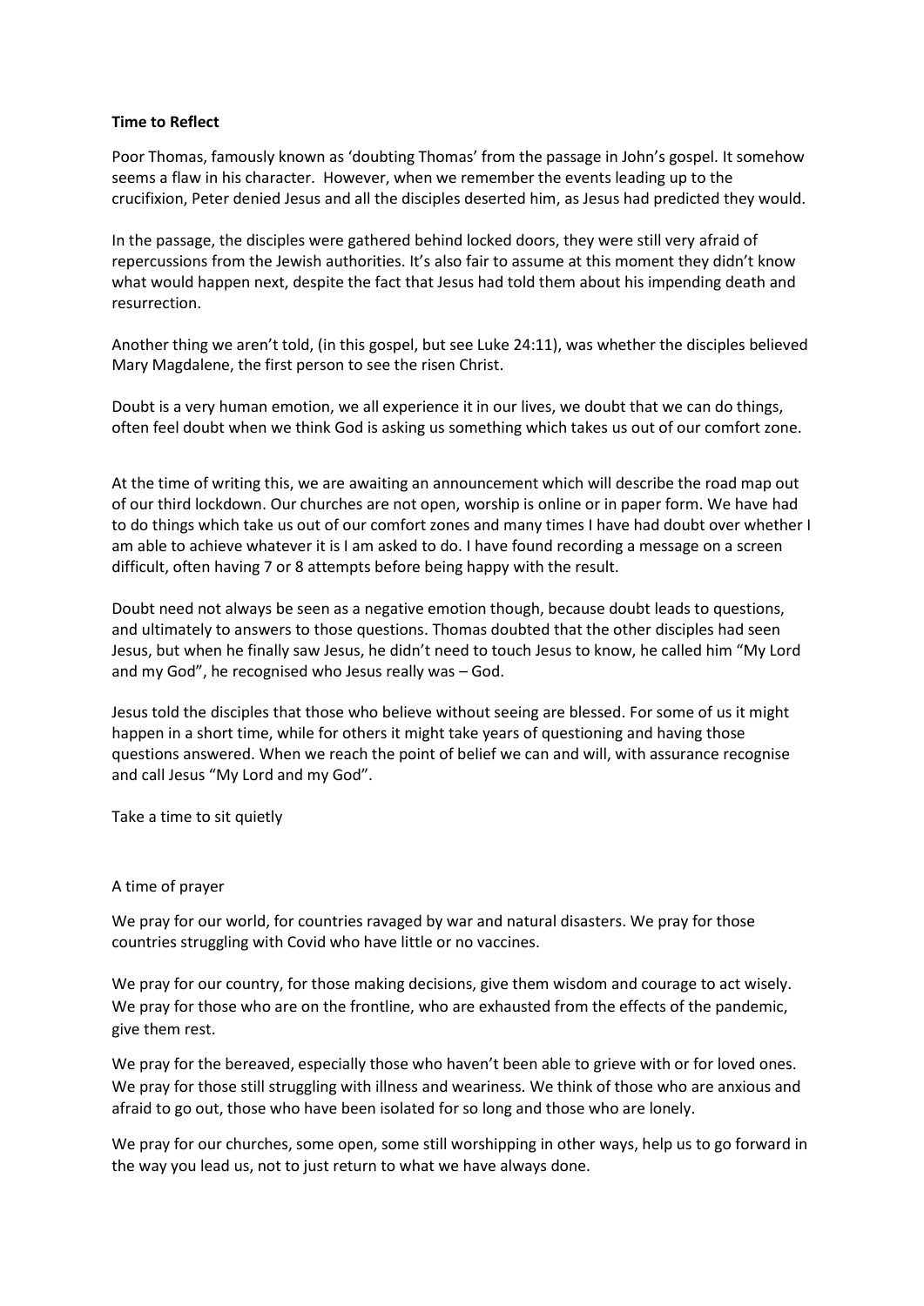**Time to Reflect**

Poor Thomas, famously known as 'doubting Thomas' from the passage in John's gospel. It somehow seems a flaw in his character. However, when we remember the events leading up to the crucifixion, Peter denied Jesus and all the disciples deserted him, as Jesus had predicted they would.

In the passage, the disciples were gathered behind locked doors, they were still very afraid of repercussions from the Jewish authorities. It's also fair to assume at this moment they didn't know what would happen next, despite the fact that Jesus had told them about his impending death and resurrection.

Another thing we aren't told, (in this gospel, but see Luke 24:11), was whether the disciples believed Mary Magdalene, the first person to see the risen Christ.

Doubt is a very human emotion, we all experience it in our lives, we doubt that we can do things, often feel doubt when we think God is asking us something which takes us out of our comfort zone.

At the time of writing this, we are awaiting an announcement which will describe the road map out of our third lockdown. Our churches are not open, worship is online or in paper form. We have had to do things which take us out of our comfort zones and many times I have had doubt over whether I am able to achieve whatever it is I am asked to do. I have found recording a message on a screen difficult, often having 7 or 8 attempts before being happy with the result.

Doubt need not always be seen as a negative emotion though, because doubt leads to questions, and ultimately to answers to those questions. Thomas doubted that the other disciples had seen Jesus, but when he finally saw Jesus, he didn't need to touch Jesus to know, he called him "My Lord and my God", he recognised who Jesus really was – God.

Jesus told the disciples that those who believe without seeing are blessed. For some of us it might happen in a short time, while for others it might take years of questioning and having those questions answered. When we reach the point of belief we can and will, with assurance recognise and call Jesus "My Lord and my God".

Take a time to sit quietly

A time of prayer

We pray for our world, for countries ravaged by war and natural disasters. We pray for those countries struggling with Covid who have little or no vaccines.

We pray for our country, for those making decisions, give them wisdom and courage to act wisely. We pray for those who are on the frontline, who are exhausted from the effects of the pandemic, give them rest.

We pray for the bereaved, especially those who haven't been able to grieve with or for loved ones. We pray for those still struggling with illness and weariness. We think of those who are anxious and afraid to go out, those who have been isolated for so long and those who are lonely.

We pray for our churches, some open, some still worshipping in other ways, help us to go forward in the way you lead us, not to just return to what we have always done.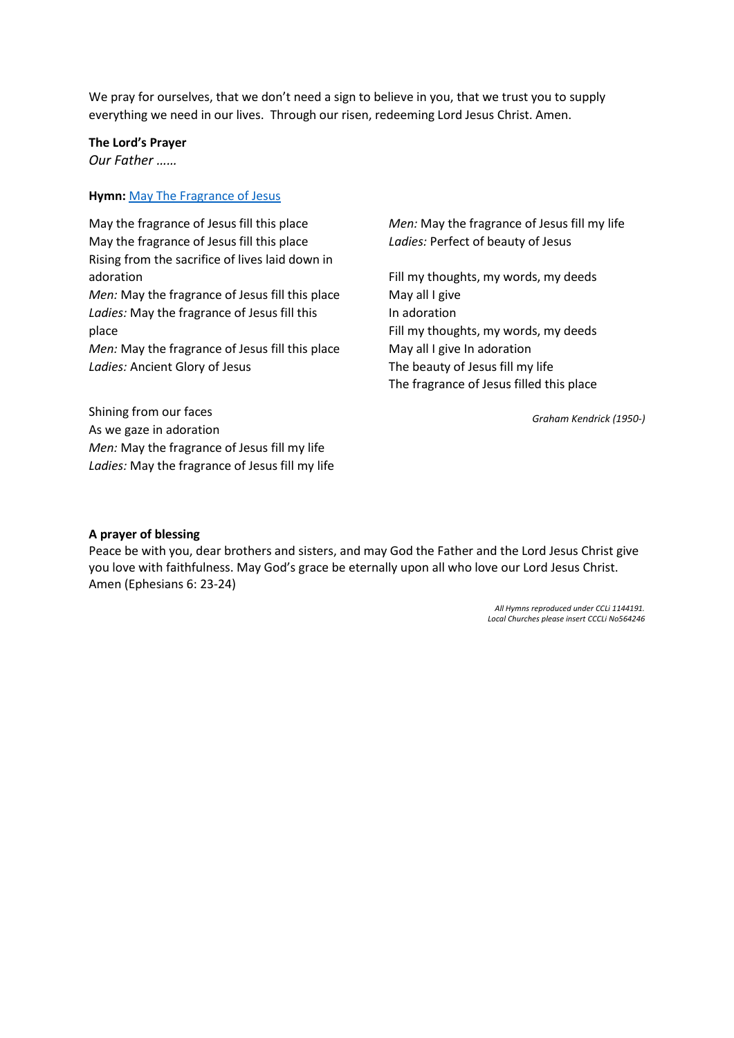We pray for ourselves, that we don't need a sign to believe in you, that we trust you to supply everything we need in our lives. Through our risen, redeeming Lord Jesus Christ. Amen.

**The Lord's Prayer**
*Our Father ……*

**Hymn:** [May The Fragrance of Jesus]

May the fragrance of Jesus fill this place
May the fragrance of Jesus fill this place
Rising from the sacrifice of lives laid down in adoration
*Men:* May the fragrance of Jesus fill this place
*Ladies:* May the fragrance of Jesus fill this place
*Men:* May the fragrance of Jesus fill this place
*Ladies:* Ancient Glory of Jesus

Shining from our faces
As we gaze in adoration
*Men:* May the fragrance of Jesus fill my life
*Ladies:* May the fragrance of Jesus fill my life
*Men:* May the fragrance of Jesus fill my life
*Ladies:* Perfect of beauty of Jesus

Fill my thoughts, my words, my deeds
May all I give
In adoration
Fill my thoughts, my words, my deeds
May all I give In adoration
The beauty of Jesus fill my life
The fragrance of Jesus filled this place

*Graham Kendrick (1950-)*

**A prayer of blessing**
Peace be with you, dear brothers and sisters, and may God the Father and the Lord Jesus Christ give you love with faithfulness. May God's grace be eternally upon all who love our Lord Jesus Christ. Amen (Ephesians 6: 23-24)

*All Hymns reproduced under CCLi 1144191.*
*Local Churches please insert CCCLi No564246*